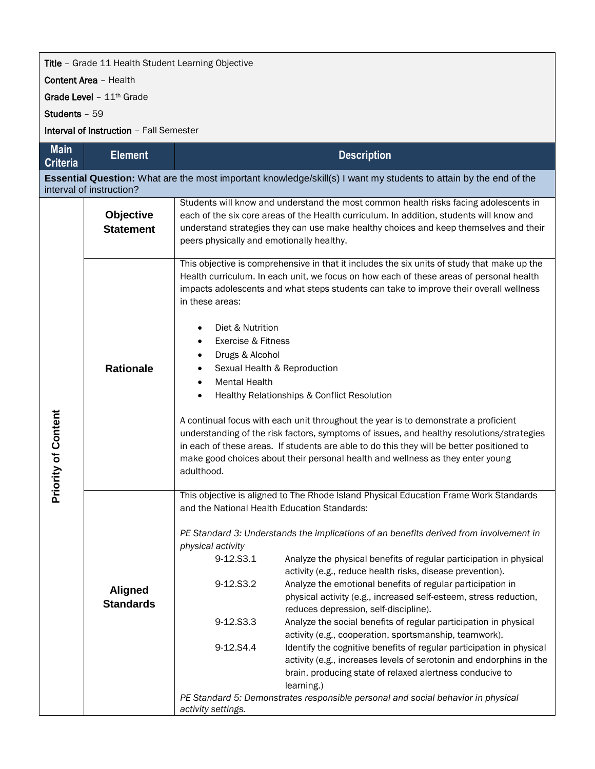**Title** – Grade 11 Health Student Learning Objective

**Content Area** – Health

**Grade Level** – 11th Grade

**Students** – 59

**Interval of Instruction** – Fall Semester

| Main Criteria | Element | Description |
|---|---|---|
| **Essential Question:** What are the most important knowledge/skill(s) I want my students to attain by the end of the interval of instruction? | | |
| Priority of Content | **Objective Statement** | Students will know and understand the most common health risks facing adolescents in each of the six core areas of the Health curriculum. In addition, students will know and understand strategies they can use make healthy choices and keep themselves and their peers physically and emotionally healthy. |
| | **Rationale** | This objective is comprehensive in that it includes the six units of study that make up the Health curriculum. In each unit, we focus on how each of these areas of personal health impacts adolescents and what steps students can take to improve their overall wellness in these areas:<br><br>• Diet & Nutrition<br>• Exercise & Fitness<br>• Drugs & Alcohol<br>• Sexual Health & Reproduction<br>• Mental Health<br>• Healthy Relationships & Conflict Resolution<br><br>A continual focus with each unit throughout the year is to demonstrate a proficient understanding of the risk factors, symptoms of issues, and healthy resolutions/strategies in each of these areas. If students are able to do this they will be better positioned to make good choices about their personal health and wellness as they enter young adulthood. |
| | **Aligned Standards** | This objective is aligned to The Rhode Island Physical Education Frame Work Standards and the National Health Education Standards:<br><br>*PE Standard 3: Understands the implications of an benefits derived from involvement in physical activity*<br>9-12.S3.1 Analyze the physical benefits of regular participation in physical activity (e.g., reduce health risks, disease prevention).<br>9-12.S3.2 Analyze the emotional benefits of regular participation in physical activity (e.g., increased self-esteem, stress reduction, reduces depression, self-discipline).<br>9-12.S3.3 Analyze the social benefits of regular participation in physical activity (e.g., cooperation, sportsmanship, teamwork).<br>9-12.S4.4 Identify the cognitive benefits of regular participation in physical activity (e.g., increases levels of serotonin and endorphins in the brain, producing state of relaxed alertness conducive to learning.)<br>*PE Standard 5: Demonstrates responsible personal and social behavior in physical activity settings.* |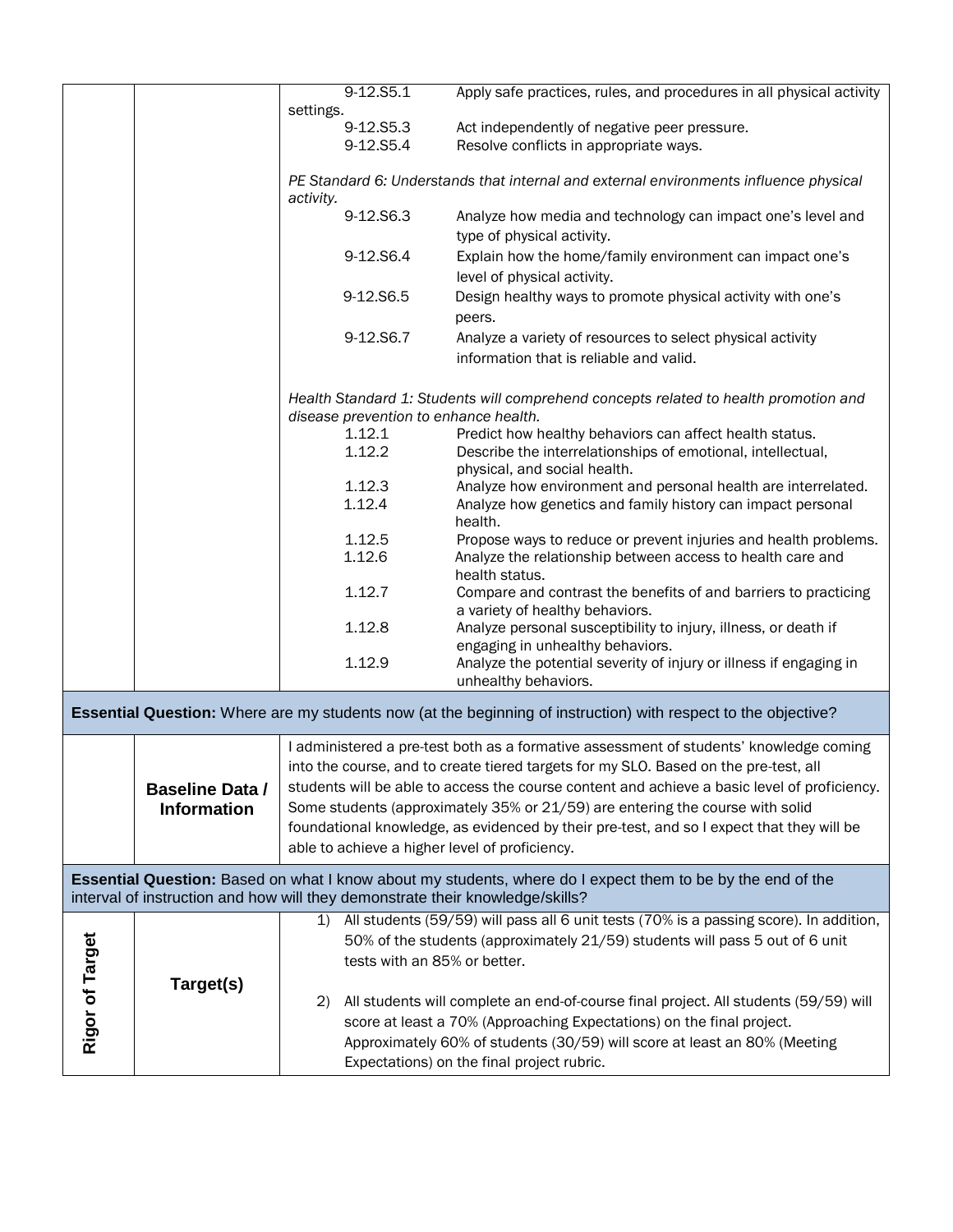| | | |
|---|---|---|
| | | 9-12.S5.1 Apply safe practices, rules, and procedures in all physical activity settings.<br>9-12.S5.3 Act independently of negative peer pressure.<br>9-12.S5.4 Resolve conflicts in appropriate ways.<br><br>*PE Standard 6: Understands that internal and external environments influence physical activity.*<br>9-12.S6.3 Analyze how media and technology can impact one's level and type of physical activity.<br>9-12.S6.4 Explain how the home/family environment can impact one's level of physical activity.<br>9-12.S6.5 Design healthy ways to promote physical activity with one's peers.<br>9-12.S6.7 Analyze a variety of resources to select physical activity information that is reliable and valid.<br><br>*Health Standard 1: Students will comprehend concepts related to health promotion and disease prevention to enhance health.*<br>1.12.1 Predict how healthy behaviors can affect health status.<br>1.12.2 Describe the interrelationships of emotional, intellectual, physical, and social health.<br>1.12.3 Analyze how environment and personal health are interrelated.<br>1.12.4 Analyze how genetics and family history can impact personal health.<br>1.12.5 Propose ways to reduce or prevent injuries and health problems.<br>1.12.6 Analyze the relationship between access to health care and health status.<br>1.12.7 Compare and contrast the benefits of and barriers to practicing a variety of healthy behaviors.<br>1.12.8 Analyze personal susceptibility to injury, illness, or death if engaging in unhealthy behaviors.<br>1.12.9 Analyze the potential severity of injury or illness if engaging in unhealthy behaviors. |
| **Essential Question:** Where are my students now (at the beginning of instruction) with respect to the objective? | | |
| | **Baseline Data / Information** | I administered a pre-test both as a formative assessment of students' knowledge coming into the course, and to create tiered targets for my SLO. Based on the pre-test, all students will be able to access the course content and achieve a basic level of proficiency. Some students (approximately 35% or 21/59) are entering the course with solid foundational knowledge, as evidenced by their pre-test, and so I expect that they will be able to achieve a higher level of proficiency. |
| **Essential Question:** Based on what I know about my students, where do I expect them to be by the end of the interval of instruction and how will they demonstrate their knowledge/skills? | | |
| **Rigor of Target** | **Target(s)** | 1) All students (59/59) will pass all 6 unit tests (70% is a passing score). In addition, 50% of the students (approximately 21/59) students will pass 5 out of 6 unit tests with an 85% or better.<br><br>2) All students will complete an end-of-course final project. All students (59/59) will score at least a 70% (Approaching Expectations) on the final project. Approximately 60% of students (30/59) will score at least an 80% (Meeting Expectations) on the final project rubric. |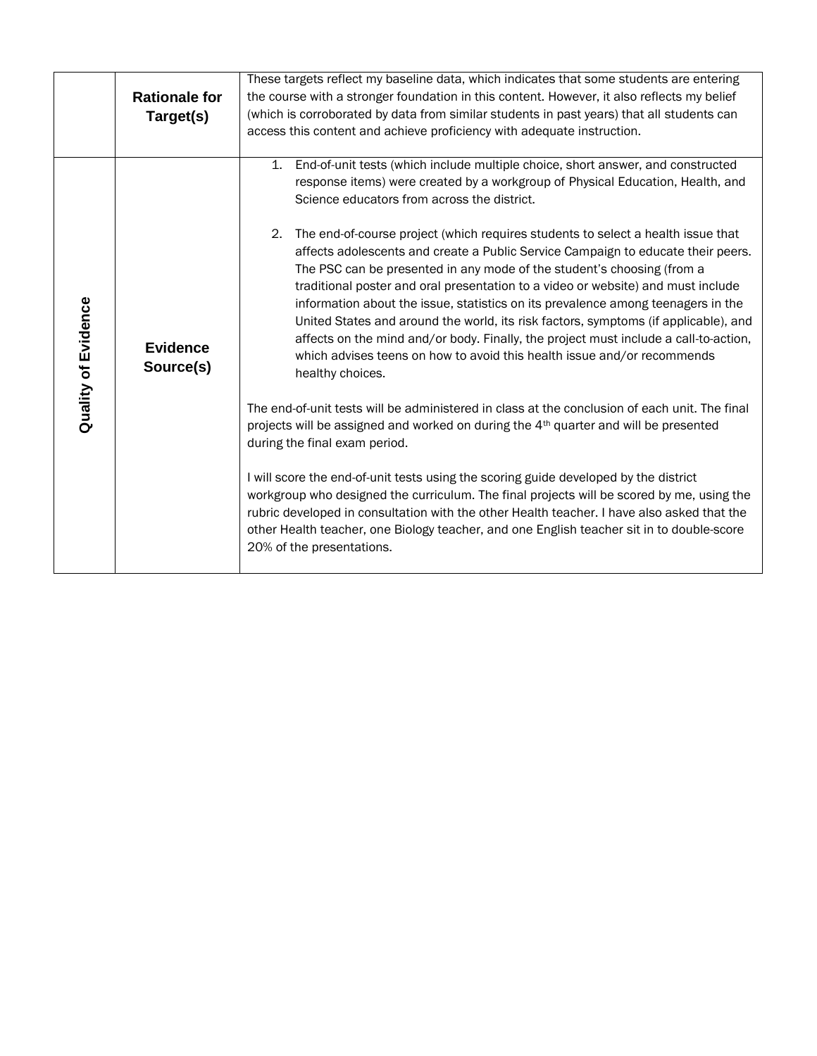| | | |
|---|---|---|
| | **Rationale for Target(s)** | These targets reflect my baseline data, which indicates that some students are entering the course with a stronger foundation in this content. However, it also reflects my belief (which is corroborated by data from similar students in past years) that all students can access this content and achieve proficiency with adequate instruction. |
| **Quality of Evidence** | **Evidence Source(s)** | 1. End-of-unit tests (which include multiple choice, short answer, and constructed response items) were created by a workgroup of Physical Education, Health, and Science educators from across the district.<br><br>2. The end-of-course project (which requires students to select a health issue that affects adolescents and create a Public Service Campaign to educate their peers. The PSC can be presented in any mode of the student's choosing (from a traditional poster and oral presentation to a video or website) and must include information about the issue, statistics on its prevalence among teenagers in the United States and around the world, its risk factors, symptoms (if applicable), and affects on the mind and/or body. Finally, the project must include a call-to-action, which advises teens on how to avoid this health issue and/or recommends healthy choices.<br><br>The end-of-unit tests will be administered in class at the conclusion of each unit. The final projects will be assigned and worked on during the 4th quarter and will be presented during the final exam period.<br><br>I will score the end-of-unit tests using the scoring guide developed by the district workgroup who designed the curriculum. The final projects will be scored by me, using the rubric developed in consultation with the other Health teacher. I have also asked that the other Health teacher, one Biology teacher, and one English teacher sit in to double-score 20% of the presentations. |